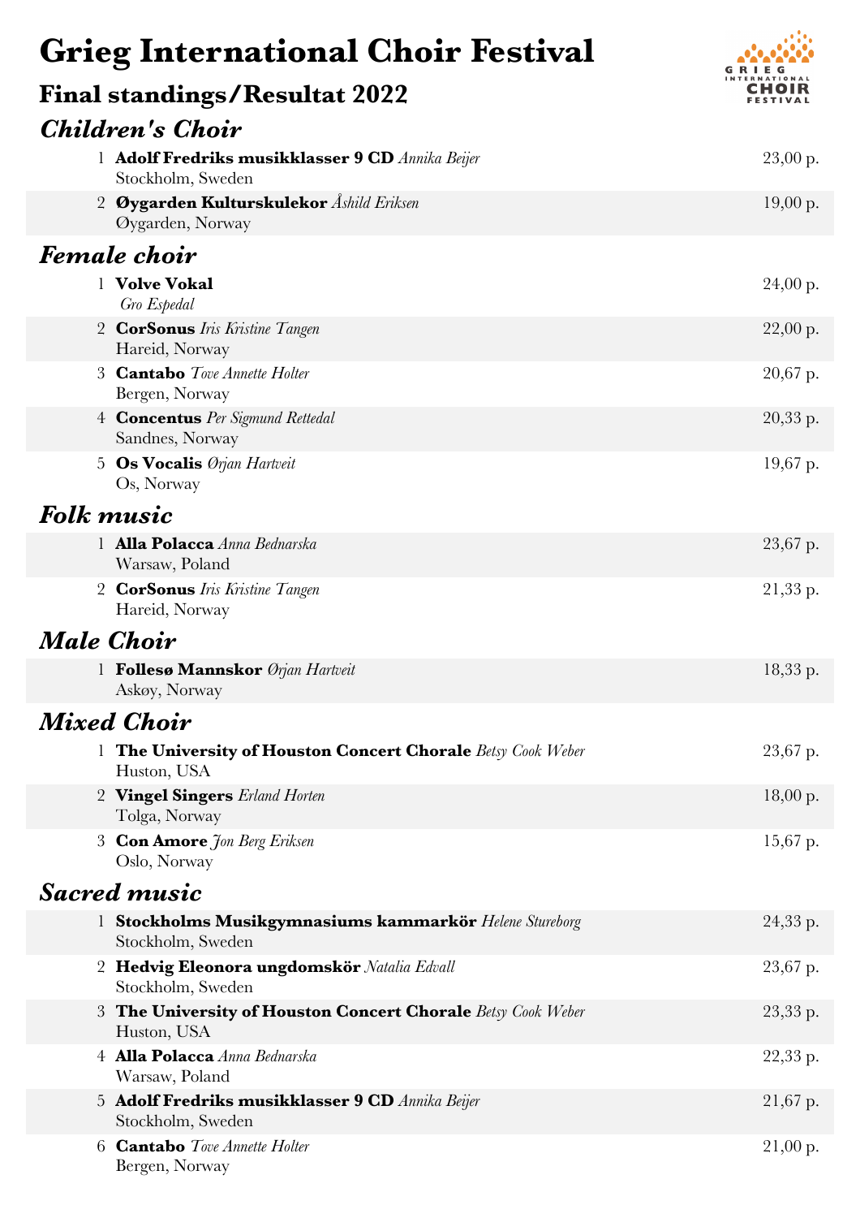# Grieg International Choir Festival

## Final standings/Resultat 2022

### Children's Choir

| | | |
|---|---|---|
| 1 | **Adolf Fredriks musikklasser 9 CD** *Annika Beijer*<br>Stockholm, Sweden | 23,00 p. |
| 2 | **Øygarden Kulturskulekor** *Åshild Eriksen*<br>Øygarden, Norway | 19,00 p. |

### Female choir

| | | |
|---|---|---|
| 1 | **Volve Vokal**<br>*Gro Espedal* | 24,00 p. |
| 2 | **CorSonus** *Iris Kristine Tangen*<br>Hareid, Norway | 22,00 p. |
| 3 | **Cantabo** *Tove Annette Holter*<br>Bergen, Norway | 20,67 p. |
| 4 | **Concentus** *Per Sigmund Rettedal*<br>Sandnes, Norway | 20,33 p. |
| 5 | **Os Vocalis** *Ørjan Hartveit*<br>Os, Norway | 19,67 p. |

### Folk music

| | | |
|---|---|---|
| 1 | **Alla Polacca** *Anna Bednarska*<br>Warsaw, Poland | 23,67 p. |
| 2 | **CorSonus** *Iris Kristine Tangen*<br>Hareid, Norway | 21,33 p. |

### Male Choir

| | | |
|---|---|---|
| 1 | **Follesø Mannskor** *Ørjan Hartveit*<br>Askøy, Norway | 18,33 p. |

### Mixed Choir

| | | |
|---|---|---|
| 1 | **The University of Houston Concert Chorale** *Betsy Cook Weber*<br>Huston, USA | 23,67 p. |
| 2 | **Vingel Singers** *Erland Horten*<br>Tolga, Norway | 18,00 p. |
| 3 | **Con Amore** *Jon Berg Eriksen*<br>Oslo, Norway | 15,67 p. |

### Sacred music

| | | |
|---|---|---|
| 1 | **Stockholms Musikgymnasiums kammarkör** *Helene Stureborg*<br>Stockholm, Sweden | 24,33 p. |
| 2 | **Hedvig Eleonora ungdomskör** *Natalia Edvall*<br>Stockholm, Sweden | 23,67 p. |
| 3 | **The University of Houston Concert Chorale** *Betsy Cook Weber*<br>Huston, USA | 23,33 p. |
| 4 | **Alla Polacca** *Anna Bednarska*<br>Warsaw, Poland | 22,33 p. |
| 5 | **Adolf Fredriks musikklasser 9 CD** *Annika Beijer*<br>Stockholm, Sweden | 21,67 p. |
| 6 | **Cantabo** *Tove Annette Holter*<br>Bergen, Norway | 21,00 p. |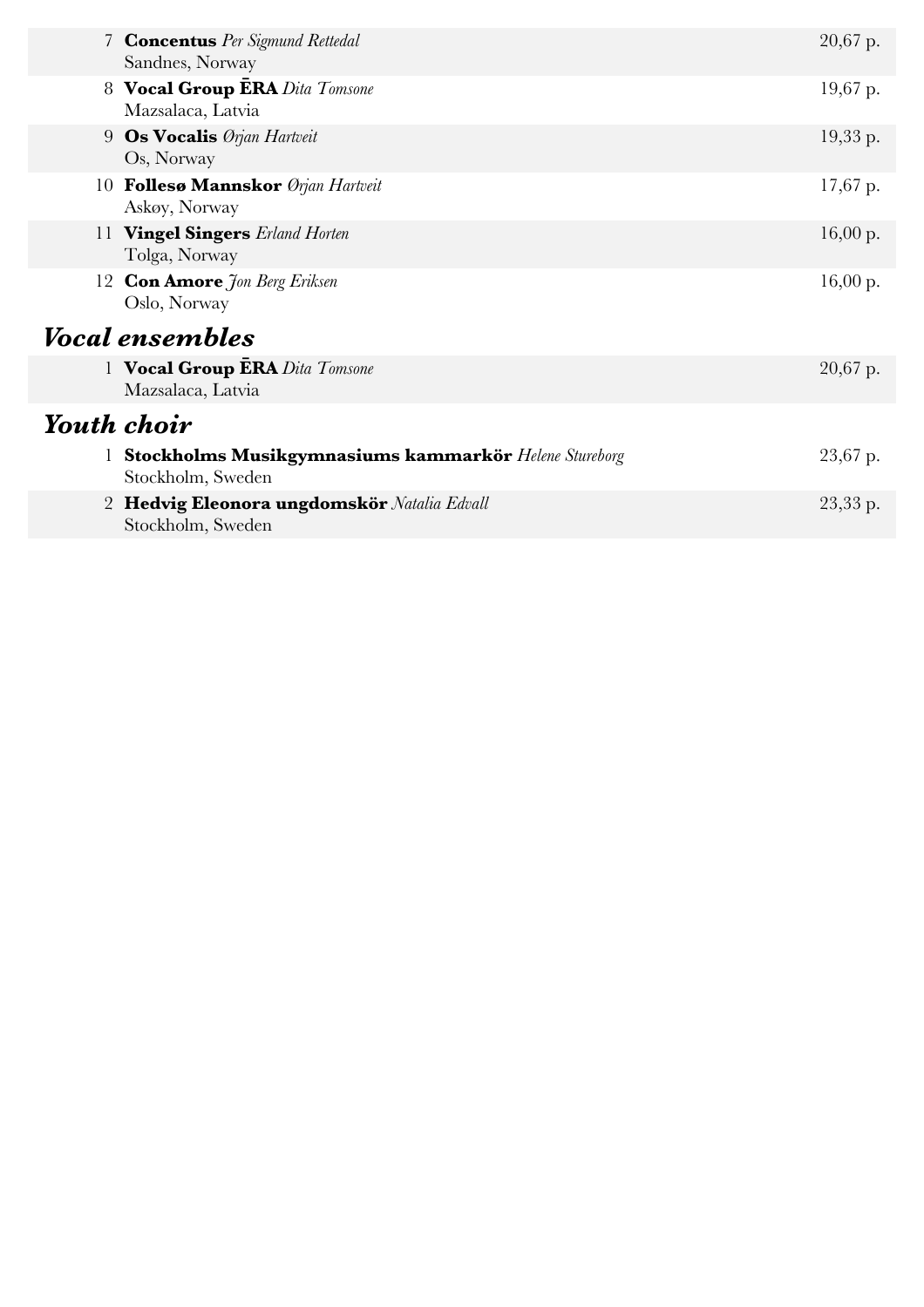| | | |
|---|---|---|
| 7 | **Concentus** *Per Sigmund Rettedal*<br>Sandnes, Norway | 20,67 p. |
| 8 | **Vocal Group ĒRA** *Dita Tomsone*<br>Mazsalaca, Latvia | 19,67 p. |
| 9 | **Os Vocalis** *Ørjan Hartveit*<br>Os, Norway | 19,33 p. |
| 10 | **Follesø Mannskor** *Ørjan Hartveit*<br>Askøy, Norway | 17,67 p. |
| 11 | **Vingel Singers** *Erland Horten*<br>Tolga, Norway | 16,00 p. |
| 12 | **Con Amore** *Jon Berg Eriksen*<br>Oslo, Norway | 16,00 p. |

## *Vocal ensembles*

| | | |
|---|---|---|
| 1 | **Vocal Group ĒRA** *Dita Tomsone*<br>Mazsalaca, Latvia | 20,67 p. |

## *Youth choir*

| | | |
|---|---|---|
| 1 | **Stockholms Musikgymnasiums kammarkör** *Helene Stureborg*<br>Stockholm, Sweden | 23,67 p. |
| 2 | **Hedvig Eleonora ungdomskör** *Natalia Edvall*<br>Stockholm, Sweden | 23,33 p. |